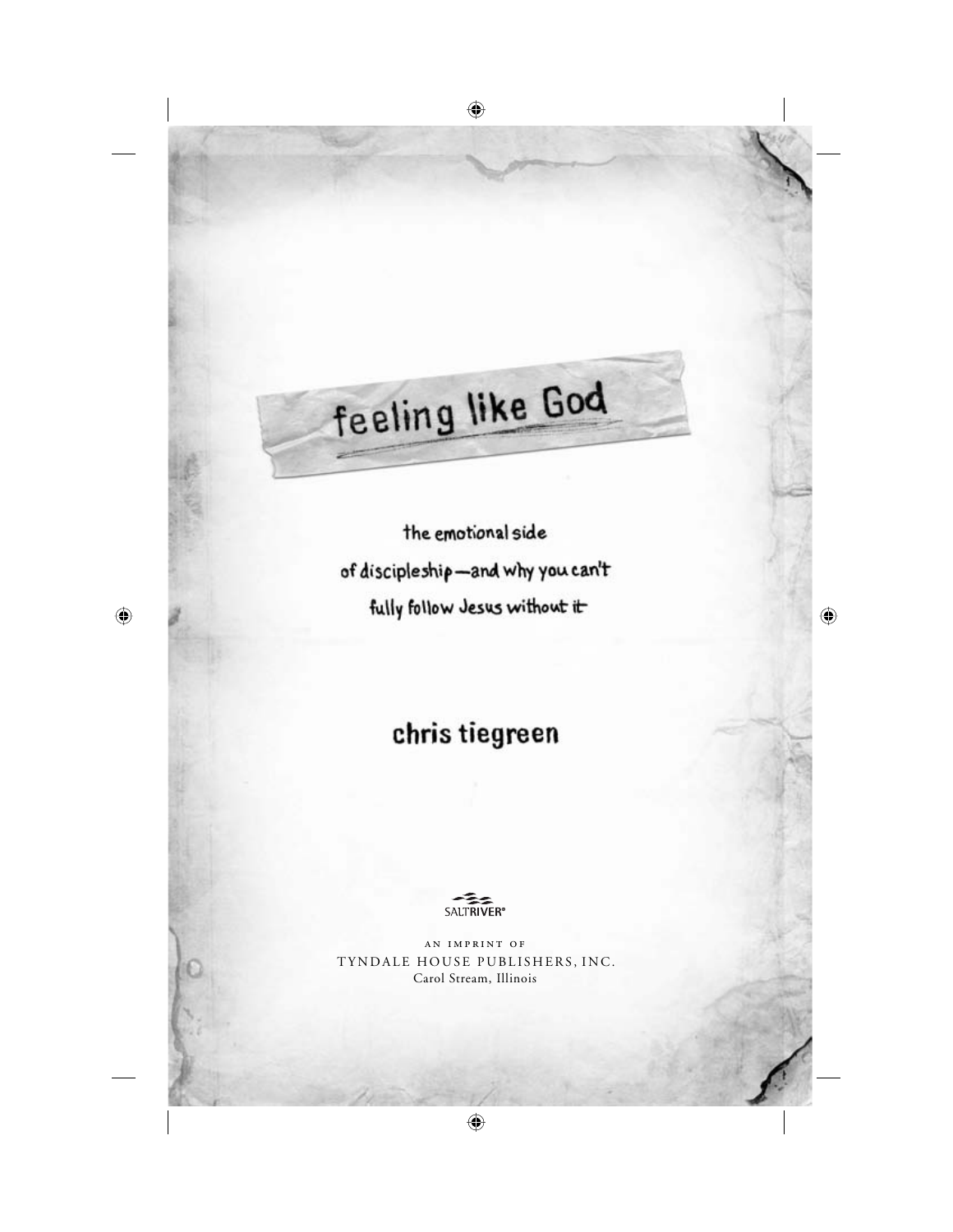# feeling like God

the emotional side of discipleship—and why you can't fully follow Jesus without it

**chris tiegreen**

SALTRIVER®

AN IMPRINT OF

TYNDALE HOUSE PUBLISHERS, INC.

Carol Stream, Illinois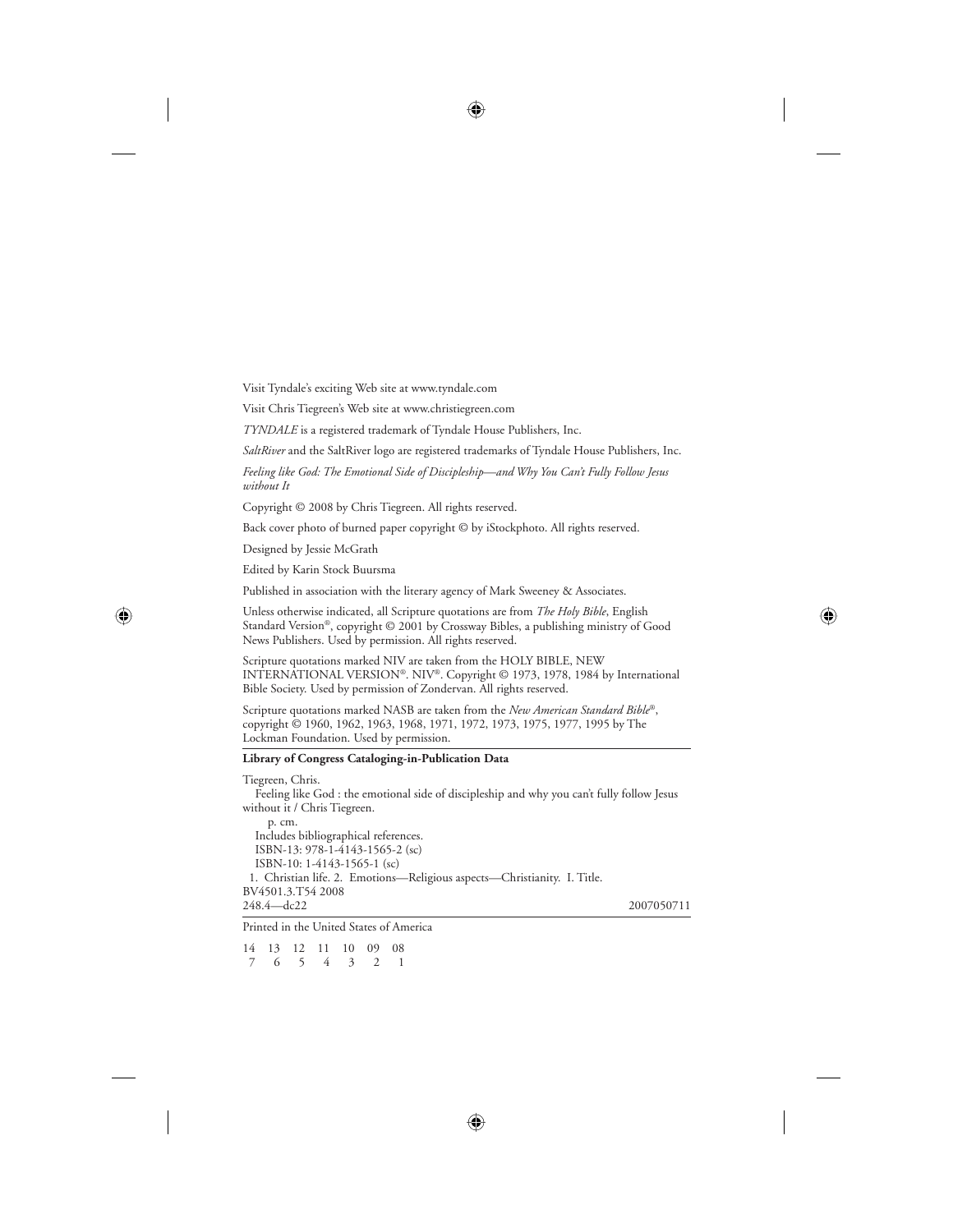Visit Tyndale's exciting Web site at www.tyndale.com

Visit Chris Tiegreen's Web site at www.christiegreen.com

*TYNDALE* is a registered trademark of Tyndale House Publishers, Inc.

*SaltRiver* and the SaltRiver logo are registered trademarks of Tyndale House Publishers, Inc.

*Feeling like God: The Emotional Side of Discipleship—and Why You Can't Fully Follow Jesus without It*

Copyright © 2008 by Chris Tiegreen. All rights reserved.

Back cover photo of burned paper copyright © by iStockphoto. All rights reserved.

Designed by Jessie McGrath

Edited by Karin Stock Buursma

Published in association with the literary agency of Mark Sweeney & Associates.

Unless otherwise indicated, all Scripture quotations are from *The Holy Bible*, English Standard Version®, copyright © 2001 by Crossway Bibles, a publishing ministry of Good News Publishers. Used by permission. All rights reserved.

Scripture quotations marked NIV are taken from the HOLY BIBLE, NEW INTERNATIONAL VERSION®. NIV®. Copyright © 1973, 1978, 1984 by International Bible Society. Used by permission of Zondervan. All rights reserved.

Scripture quotations marked NASB are taken from the *New American Standard Bible*®, copyright © 1960, 1962, 1963, 1968, 1971, 1972, 1973, 1975, 1977, 1995 by The Lockman Foundation. Used by permission.

**Library of Congress Cataloging-in-Publication Data**

Tiegreen, Chris.
Feeling like God : the emotional side of discipleship and why you can't fully follow Jesus without it / Chris Tiegreen.
p. cm.
Includes bibliographical references.
ISBN-13: 978-1-4143-1565-2 (sc)
ISBN-10: 1-4143-1565-1 (sc)
1. Christian life. 2. Emotions—Religious aspects—Christianity. I. Title.
BV4501.3.T54 2008
248.4—dc22 2007050711

Printed in the United States of America

14 13 12 11 10 09 08
7 6 5 4 3 2 1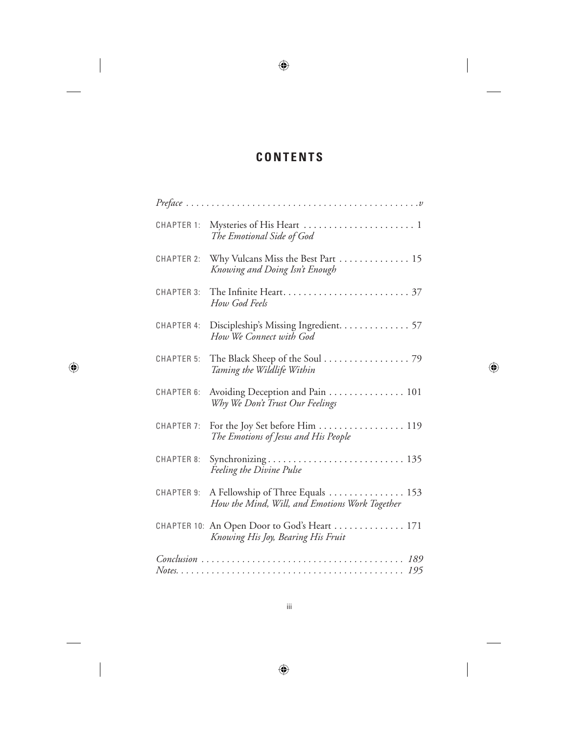# CONTENTS

*Preface* . . . . . . . . . . . . . . . . . . . . . . . . . . . . . . . . . . . . . . . . . . . . . *v*

CHAPTER 1: Mysteries of His Heart . . . . . . . . . . . . . . . . . . . . . . 1
*The Emotional Side of God*

CHAPTER 2: Why Vulcans Miss the Best Part . . . . . . . . . . . . . . 15
*Knowing and Doing Isn't Enough*

CHAPTER 3: The Infinite Heart. . . . . . . . . . . . . . . . . . . . . . . . . 37
*How God Feels*

CHAPTER 4: Discipleship's Missing Ingredient. . . . . . . . . . . . . 57
*How We Connect with God*

CHAPTER 5: The Black Sheep of the Soul . . . . . . . . . . . . . . . . . 79
*Taming the Wildlife Within*

CHAPTER 6: Avoiding Deception and Pain . . . . . . . . . . . . . . . 101
*Why We Don't Trust Our Feelings*

CHAPTER 7: For the Joy Set before Him . . . . . . . . . . . . . . . . . 119
*The Emotions of Jesus and His People*

CHAPTER 8: Synchronizing . . . . . . . . . . . . . . . . . . . . . . . . . . . 135
*Feeling the Divine Pulse*

CHAPTER 9: A Fellowship of Three Equals . . . . . . . . . . . . . . . 153
*How the Mind, Will, and Emotions Work Together*

CHAPTER 10: An Open Door to God's Heart . . . . . . . . . . . . . . 171
*Knowing His Joy, Bearing His Fruit*

*Conclusion* . . . . . . . . . . . . . . . . . . . . . . . . . . . . . . . . . . . . . . . *189*

*Notes*. . . . . . . . . . . . . . . . . . . . . . . . . . . . . . . . . . . . . . . . . . . *195*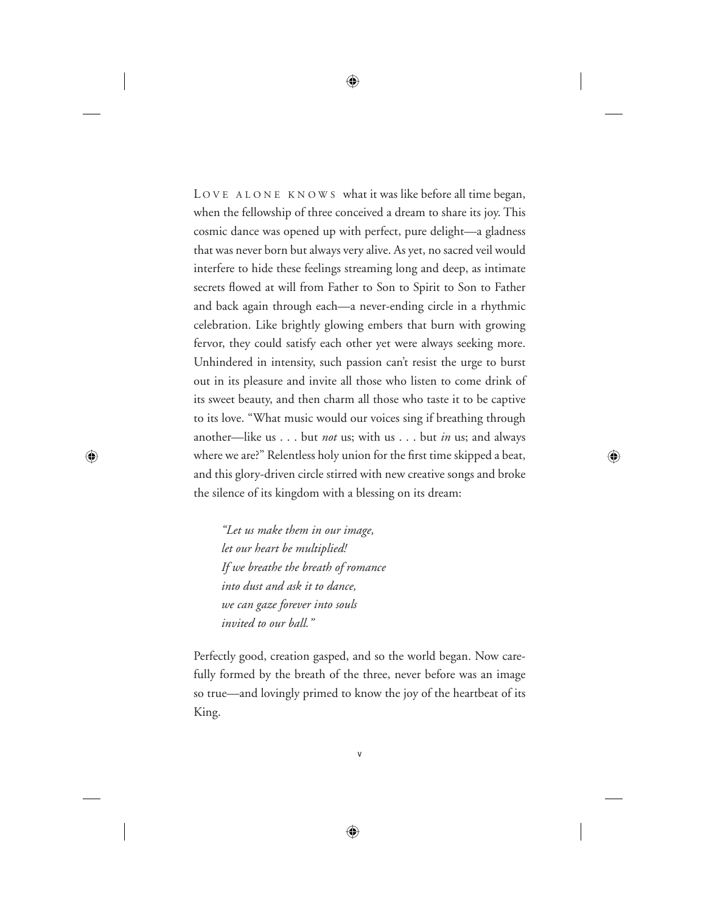LOVE ALONE KNOWS what it was like before all time began, when the fellowship of three conceived a dream to share its joy. This cosmic dance was opened up with perfect, pure delight—a gladness that was never born but always very alive. As yet, no sacred veil would interfere to hide these feelings streaming long and deep, as intimate secrets flowed at will from Father to Son to Spirit to Son to Father and back again through each—a never-ending circle in a rhythmic celebration. Like brightly glowing embers that burn with growing fervor, they could satisfy each other yet were always seeking more. Unhindered in intensity, such passion can't resist the urge to burst out in its pleasure and invite all those who listen to come drink of its sweet beauty, and then charm all those who taste it to be captive to its love. "What music would our voices sing if breathing through another—like us . . . but *not* us; with us . . . but *in* us; and always where we are?" Relentless holy union for the first time skipped a beat, and this glory-driven circle stirred with new creative songs and broke the silence of its kingdom with a blessing on its dream:

> *"Let us make them in our image,*
> *let our heart be multiplied!*
> *If we breathe the breath of romance*
> *into dust and ask it to dance,*
> *we can gaze forever into souls*
> *invited to our ball."*

Perfectly good, creation gasped, and so the world began. Now carefully formed by the breath of the three, never before was an image so true—and lovingly primed to know the joy of the heartbeat of its King.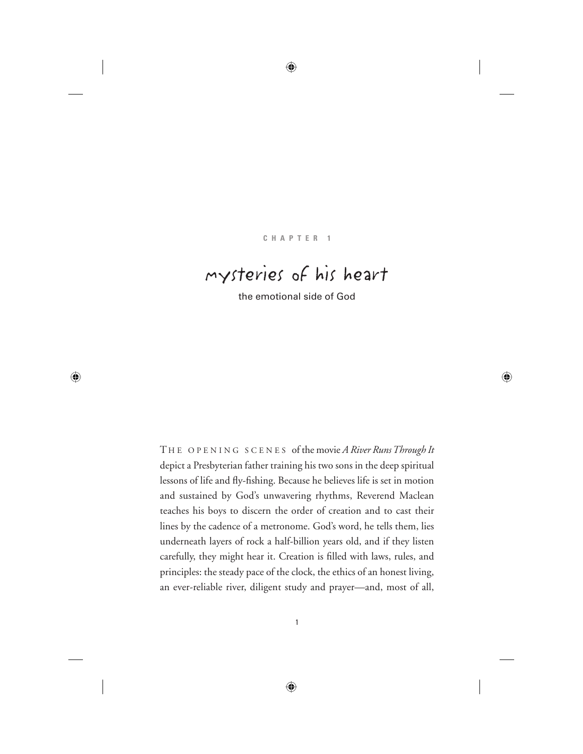CHAPTER 1

# mysteries of his heart

## the emotional side of God

THE OPENING SCENES of the movie *A River Runs Through It* depict a Presbyterian father training his two sons in the deep spiritual lessons of life and fly-fishing. Because he believes life is set in motion and sustained by God's unwavering rhythms, Reverend Maclean teaches his boys to discern the order of creation and to cast their lines by the cadence of a metronome. God's word, he tells them, lies underneath layers of rock a half-billion years old, and if they listen carefully, they might hear it. Creation is filled with laws, rules, and principles: the steady pace of the clock, the ethics of an honest living, an ever-reliable river, diligent study and prayer—and, most of all,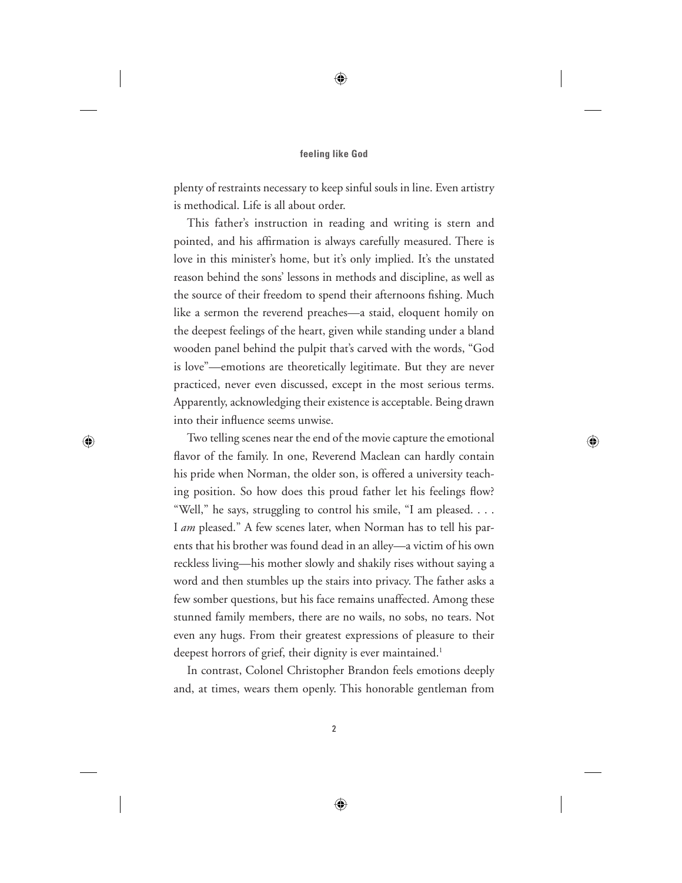plenty of restraints necessary to keep sinful souls in line. Even artistry is methodical. Life is all about order.

This father's instruction in reading and writing is stern and pointed, and his affirmation is always carefully measured. There is love in this minister's home, but it's only implied. It's the unstated reason behind the sons' lessons in methods and discipline, as well as the source of their freedom to spend their afternoons fishing. Much like a sermon the reverend preaches—a staid, eloquent homily on the deepest feelings of the heart, given while standing under a bland wooden panel behind the pulpit that's carved with the words, "God is love"—emotions are theoretically legitimate. But they are never practiced, never even discussed, except in the most serious terms. Apparently, acknowledging their existence is acceptable. Being drawn into their influence seems unwise.

Two telling scenes near the end of the movie capture the emotional flavor of the family. In one, Reverend Maclean can hardly contain his pride when Norman, the older son, is offered a university teaching position. So how does this proud father let his feelings flow? "Well," he says, struggling to control his smile, "I am pleased. . . . I *am* pleased." A few scenes later, when Norman has to tell his parents that his brother was found dead in an alley—a victim of his own reckless living—his mother slowly and shakily rises without saying a word and then stumbles up the stairs into privacy. The father asks a few somber questions, but his face remains unaffected. Among these stunned family members, there are no wails, no sobs, no tears. Not even any hugs. From their greatest expressions of pleasure to their deepest horrors of grief, their dignity is ever maintained.[1]

In contrast, Colonel Christopher Brandon feels emotions deeply and, at times, wears them openly. This honorable gentleman from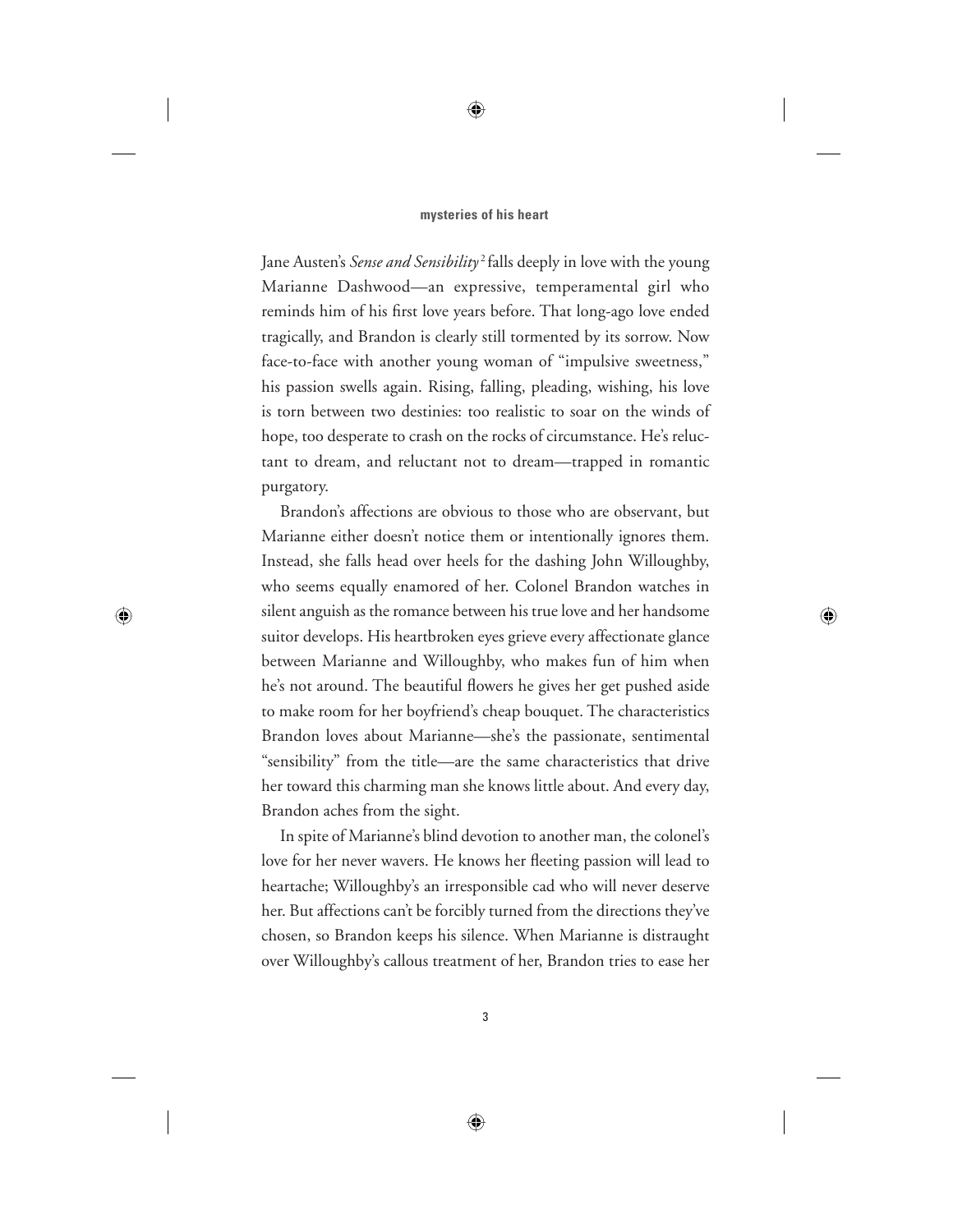Jane Austen's *Sense and Sensibility*[2] falls deeply in love with the young Marianne Dashwood—an expressive, temperamental girl who reminds him of his first love years before. That long-ago love ended tragically, and Brandon is clearly still tormented by its sorrow. Now face-to-face with another young woman of "impulsive sweetness," his passion swells again. Rising, falling, pleading, wishing, his love is torn between two destinies: too realistic to soar on the winds of hope, too desperate to crash on the rocks of circumstance. He's reluctant to dream, and reluctant not to dream—trapped in romantic purgatory.

Brandon's affections are obvious to those who are observant, but Marianne either doesn't notice them or intentionally ignores them. Instead, she falls head over heels for the dashing John Willoughby, who seems equally enamored of her. Colonel Brandon watches in silent anguish as the romance between his true love and her handsome suitor develops. His heartbroken eyes grieve every affectionate glance between Marianne and Willoughby, who makes fun of him when he's not around. The beautiful flowers he gives her get pushed aside to make room for her boyfriend's cheap bouquet. The characteristics Brandon loves about Marianne—she's the passionate, sentimental "sensibility" from the title—are the same characteristics that drive her toward this charming man she knows little about. And every day, Brandon aches from the sight.

In spite of Marianne's blind devotion to another man, the colonel's love for her never wavers. He knows her fleeting passion will lead to heartache; Willoughby's an irresponsible cad who will never deserve her. But affections can't be forcibly turned from the directions they've chosen, so Brandon keeps his silence. When Marianne is distraught over Willoughby's callous treatment of her, Brandon tries to ease her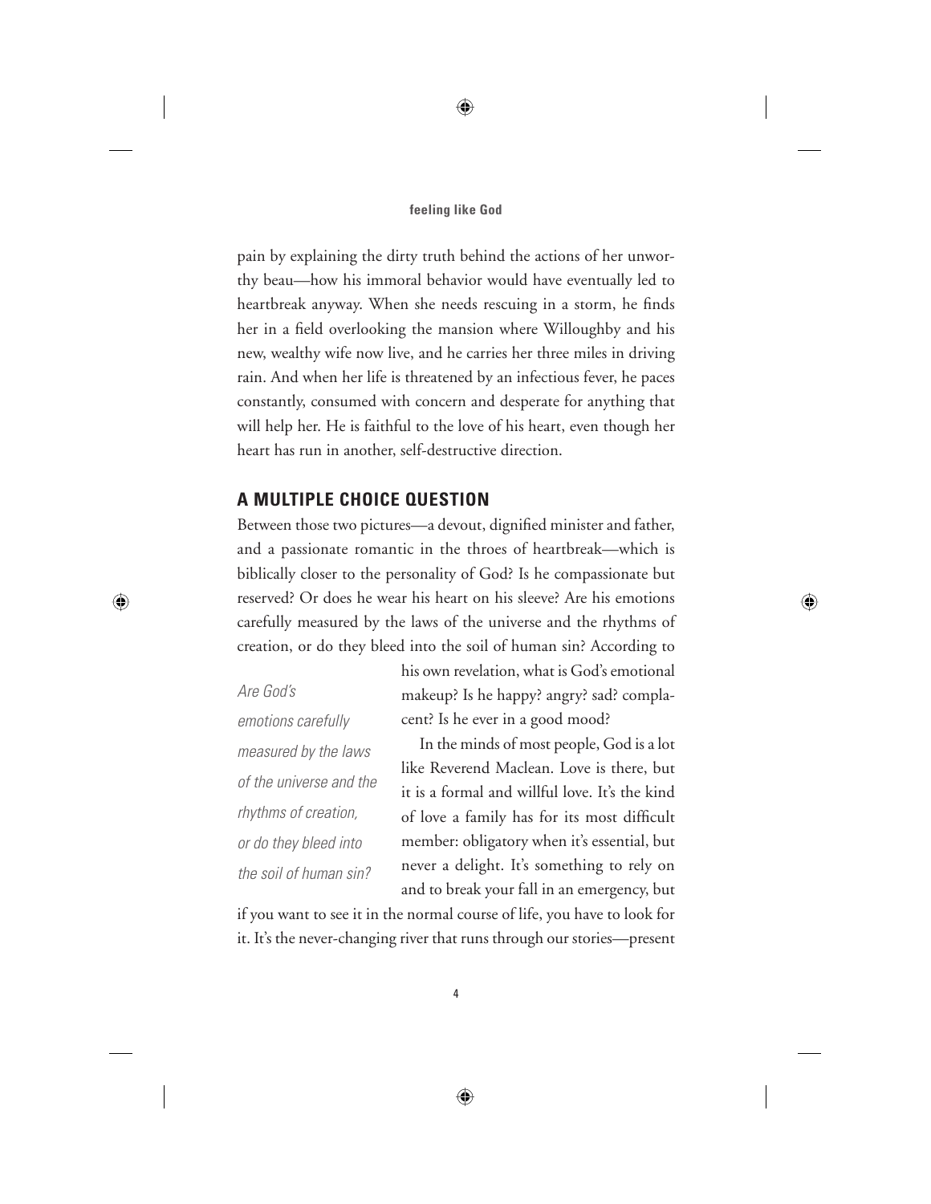pain by explaining the dirty truth behind the actions of her unworthy beau—how his immoral behavior would have eventually led to heartbreak anyway. When she needs rescuing in a storm, he finds her in a field overlooking the mansion where Willoughby and his new, wealthy wife now live, and he carries her three miles in driving rain. And when her life is threatened by an infectious fever, he paces constantly, consumed with concern and desperate for anything that will help her. He is faithful to the love of his heart, even though her heart has run in another, self-destructive direction.

## A MULTIPLE CHOICE QUESTION

Between those two pictures—a devout, dignified minister and father, and a passionate romantic in the throes of heartbreak—which is biblically closer to the personality of God? Is he compassionate but reserved? Or does he wear his heart on his sleeve? Are his emotions carefully measured by the laws of the universe and the rhythms of creation, or do they bleed into the soil of human sin? According to his own revelation, what is God's emotional makeup? Is he happy? angry? sad? complacent? Is he ever in a good mood?

*Are God's emotions carefully measured by the laws of the universe and the rhythms of creation, or do they bleed into the soil of human sin?*

In the minds of most people, God is a lot like Reverend Maclean. Love is there, but it is a formal and willful love. It's the kind of love a family has for its most difficult member: obligatory when it's essential, but never a delight. It's something to rely on and to break your fall in an emergency, but if you want to see it in the normal course of life, you have to look for it. It's the never-changing river that runs through our stories—present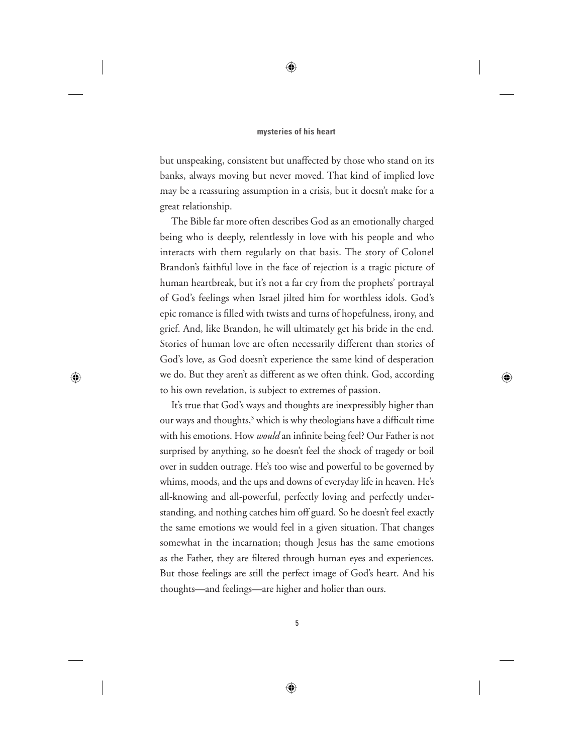but unspeaking, consistent but unaffected by those who stand on its banks, always moving but never moved. That kind of implied love may be a reassuring assumption in a crisis, but it doesn't make for a great relationship.

The Bible far more often describes God as an emotionally charged being who is deeply, relentlessly in love with his people and who interacts with them regularly on that basis. The story of Colonel Brandon's faithful love in the face of rejection is a tragic picture of human heartbreak, but it's not a far cry from the prophets' portrayal of God's feelings when Israel jilted him for worthless idols. God's epic romance is filled with twists and turns of hopefulness, irony, and grief. And, like Brandon, he will ultimately get his bride in the end. Stories of human love are often necessarily different than stories of God's love, as God doesn't experience the same kind of desperation we do. But they aren't as different as we often think. God, according to his own revelation, is subject to extremes of passion.

It's true that God's ways and thoughts are inexpressibly higher than our ways and thoughts,[3] which is why theologians have a difficult time with his emotions. How *would* an infinite being feel? Our Father is not surprised by anything, so he doesn't feel the shock of tragedy or boil over in sudden outrage. He's too wise and powerful to be governed by whims, moods, and the ups and downs of everyday life in heaven. He's all-knowing and all-powerful, perfectly loving and perfectly understanding, and nothing catches him off guard. So he doesn't feel exactly the same emotions we would feel in a given situation. That changes somewhat in the incarnation; though Jesus has the same emotions as the Father, they are filtered through human eyes and experiences. But those feelings are still the perfect image of God's heart. And his thoughts—and feelings—are higher and holier than ours.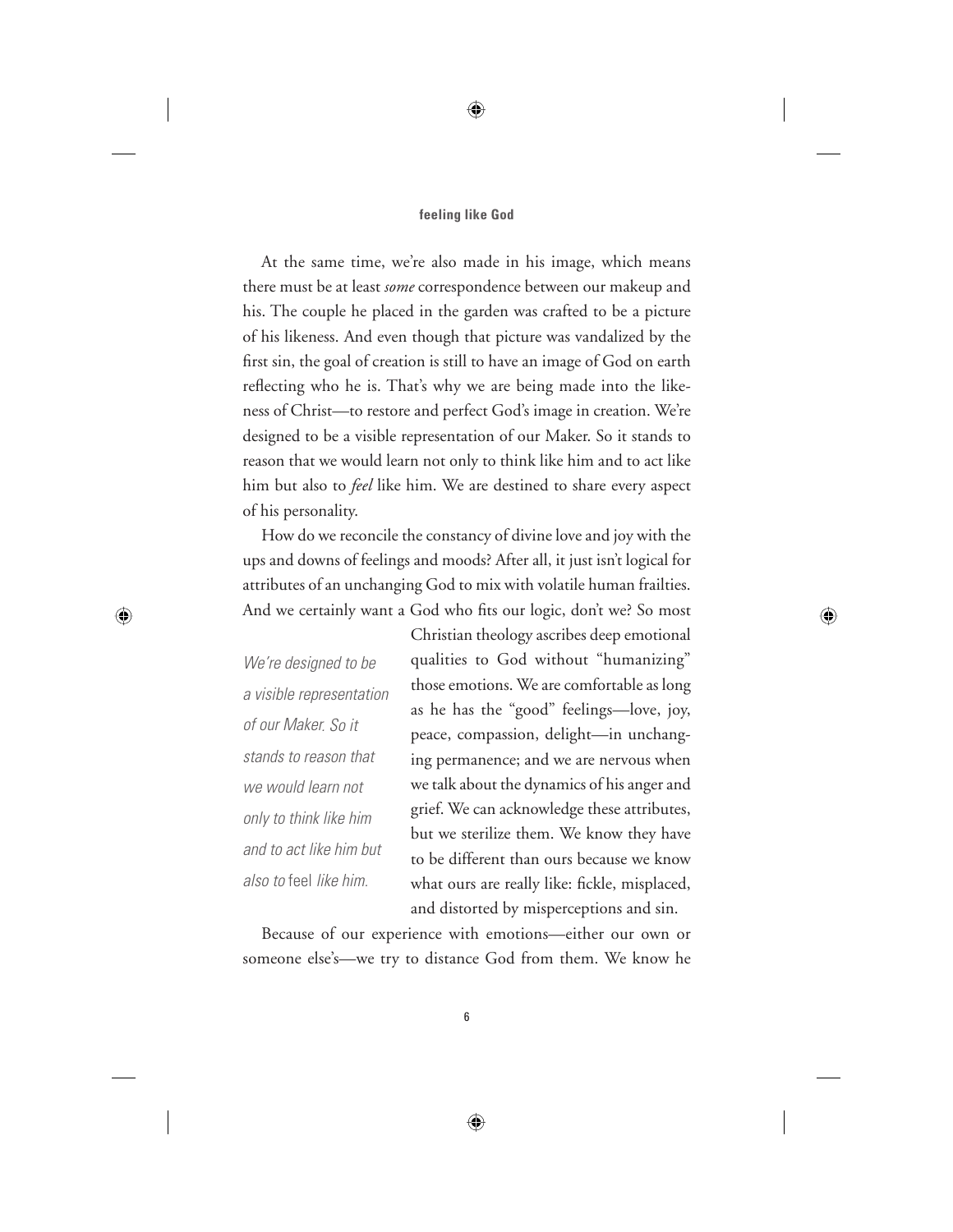At the same time, we're also made in his image, which means there must be at least *some* correspondence between our makeup and his. The couple he placed in the garden was crafted to be a picture of his likeness. And even though that picture was vandalized by the first sin, the goal of creation is still to have an image of God on earth reflecting who he is. That's why we are being made into the likeness of Christ—to restore and perfect God's image in creation. We're designed to be a visible representation of our Maker. So it stands to reason that we would learn not only to think like him and to act like him but also to *feel* like him. We are destined to share every aspect of his personality.

How do we reconcile the constancy of divine love and joy with the ups and downs of feelings and moods? After all, it just isn't logical for attributes of an unchanging God to mix with volatile human frailties. And we certainly want a God who fits our logic, don't we? So most Christian theology ascribes deep emotional qualities to God without "humanizing" those emotions. We are comfortable as long as he has the "good" feelings—love, joy, peace, compassion, delight—in unchanging permanence; and we are nervous when we talk about the dynamics of his anger and grief. We can acknowledge these attributes, but we sterilize them. We know they have to be different than ours because we know what ours are really like: fickle, misplaced, and distorted by misperceptions and sin.

> *We're designed to be a visible representation of our Maker. So it stands to reason that we would learn not only to think like him and to act like him but also to* feel *like him.*

Because of our experience with emotions—either our own or someone else's—we try to distance God from them. We know he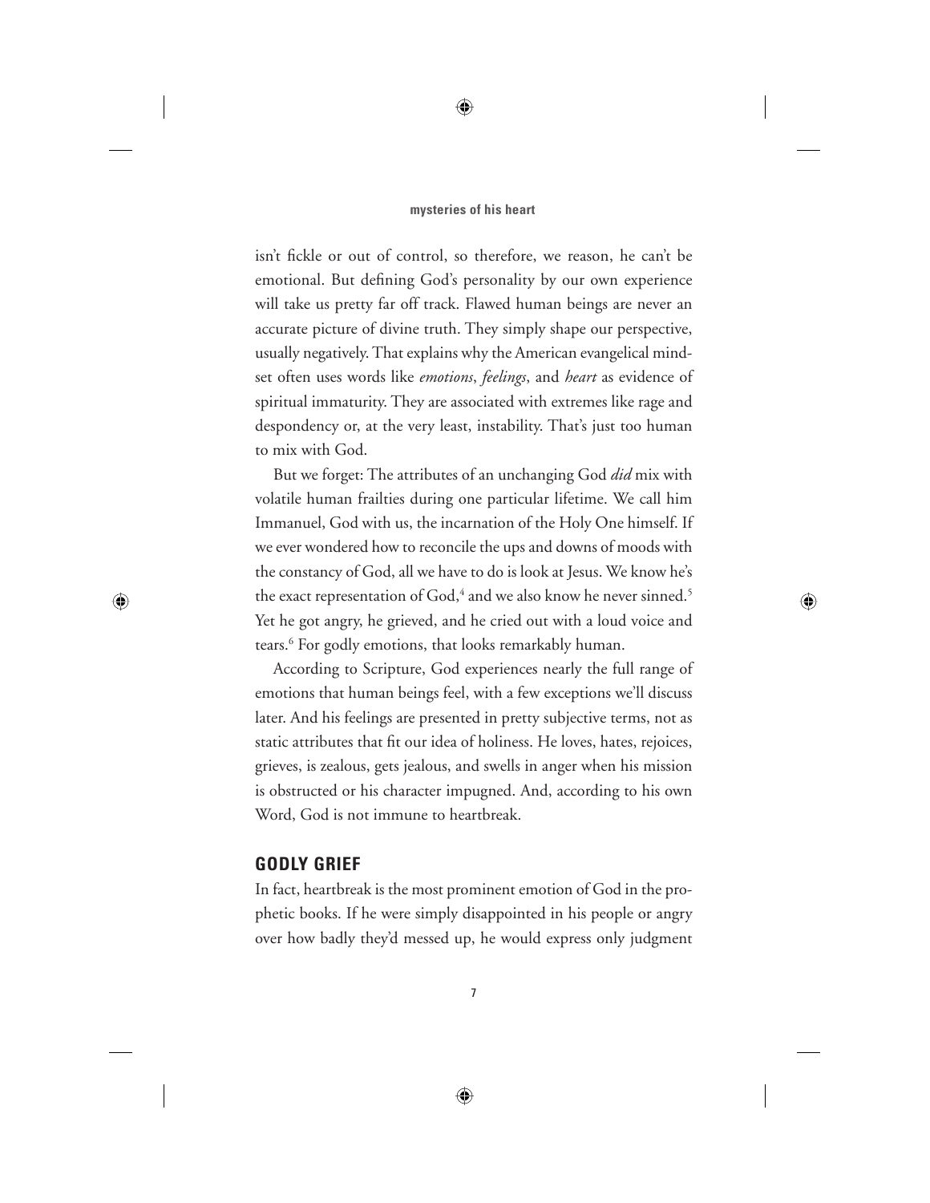isn't fickle or out of control, so therefore, we reason, he can't be emotional. But defining God's personality by our own experience will take us pretty far off track. Flawed human beings are never an accurate picture of divine truth. They simply shape our perspective, usually negatively. That explains why the American evangelical mindset often uses words like *emotions*, *feelings*, and *heart* as evidence of spiritual immaturity. They are associated with extremes like rage and despondency or, at the very least, instability. That's just too human to mix with God.

But we forget: The attributes of an unchanging God *did* mix with volatile human frailties during one particular lifetime. We call him Immanuel, God with us, the incarnation of the Holy One himself. If we ever wondered how to reconcile the ups and downs of moods with the constancy of God, all we have to do is look at Jesus. We know he's the exact representation of God,[4] and we also know he never sinned.[5] Yet he got angry, he grieved, and he cried out with a loud voice and tears.[6] For godly emotions, that looks remarkably human.

According to Scripture, God experiences nearly the full range of emotions that human beings feel, with a few exceptions we'll discuss later. And his feelings are presented in pretty subjective terms, not as static attributes that fit our idea of holiness. He loves, hates, rejoices, grieves, is zealous, gets jealous, and swells in anger when his mission is obstructed or his character impugned. And, according to his own Word, God is not immune to heartbreak.

## GODLY GRIEF

In fact, heartbreak is the most prominent emotion of God in the prophetic books. If he were simply disappointed in his people or angry over how badly they'd messed up, he would express only judgment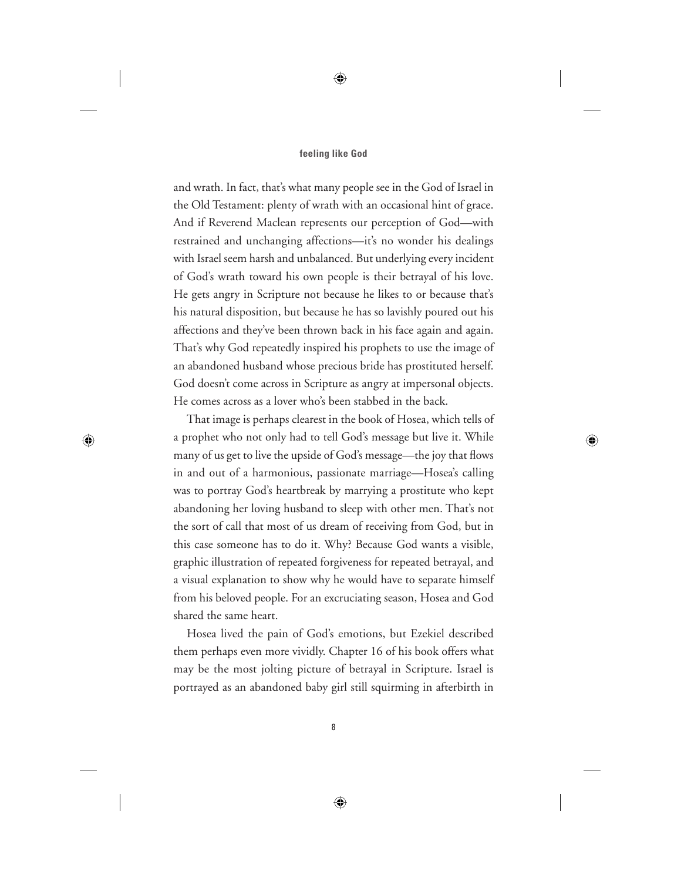and wrath. In fact, that's what many people see in the God of Israel in the Old Testament: plenty of wrath with an occasional hint of grace. And if Reverend Maclean represents our perception of God—with restrained and unchanging affections—it's no wonder his dealings with Israel seem harsh and unbalanced. But underlying every incident of God's wrath toward his own people is their betrayal of his love. He gets angry in Scripture not because he likes to or because that's his natural disposition, but because he has so lavishly poured out his affections and they've been thrown back in his face again and again. That's why God repeatedly inspired his prophets to use the image of an abandoned husband whose precious bride has prostituted herself. God doesn't come across in Scripture as angry at impersonal objects. He comes across as a lover who's been stabbed in the back.

That image is perhaps clearest in the book of Hosea, which tells of a prophet who not only had to tell God's message but live it. While many of us get to live the upside of God's message—the joy that flows in and out of a harmonious, passionate marriage—Hosea's calling was to portray God's heartbreak by marrying a prostitute who kept abandoning her loving husband to sleep with other men. That's not the sort of call that most of us dream of receiving from God, but in this case someone has to do it. Why? Because God wants a visible, graphic illustration of repeated forgiveness for repeated betrayal, and a visual explanation to show why he would have to separate himself from his beloved people. For an excruciating season, Hosea and God shared the same heart.

Hosea lived the pain of God's emotions, but Ezekiel described them perhaps even more vividly. Chapter 16 of his book offers what may be the most jolting picture of betrayal in Scripture. Israel is portrayed as an abandoned baby girl still squirming in afterbirth in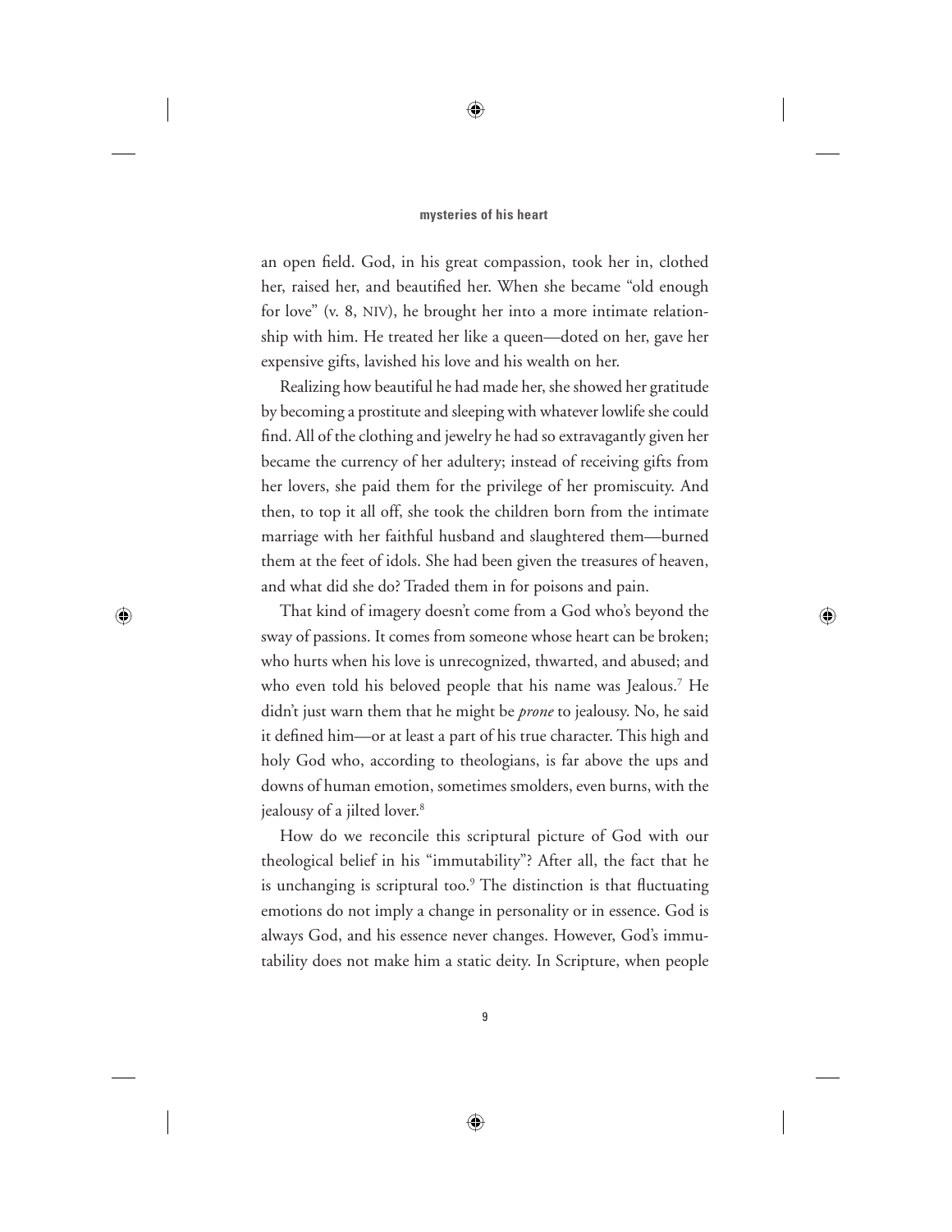an open field. God, in his great compassion, took her in, clothed her, raised her, and beautified her. When she became "old enough for love" (v. 8, NIV), he brought her into a more intimate relationship with him. He treated her like a queen—doted on her, gave her expensive gifts, lavished his love and his wealth on her.

Realizing how beautiful he had made her, she showed her gratitude by becoming a prostitute and sleeping with whatever lowlife she could find. All of the clothing and jewelry he had so extravagantly given her became the currency of her adultery; instead of receiving gifts from her lovers, she paid them for the privilege of her promiscuity. And then, to top it all off, she took the children born from the intimate marriage with her faithful husband and slaughtered them—burned them at the feet of idols. She had been given the treasures of heaven, and what did she do? Traded them in for poisons and pain.

That kind of imagery doesn't come from a God who's beyond the sway of passions. It comes from someone whose heart can be broken; who hurts when his love is unrecognized, thwarted, and abused; and who even told his beloved people that his name was Jealous.[7] He didn't just warn them that he might be *prone* to jealousy. No, he said it defined him—or at least a part of his true character. This high and holy God who, according to theologians, is far above the ups and downs of human emotion, sometimes smolders, even burns, with the jealousy of a jilted lover.[8]

How do we reconcile this scriptural picture of God with our theological belief in his "immutability"? After all, the fact that he is unchanging is scriptural too.[9] The distinction is that fluctuating emotions do not imply a change in personality or in essence. God is always God, and his essence never changes. However, God's immutability does not make him a static deity. In Scripture, when people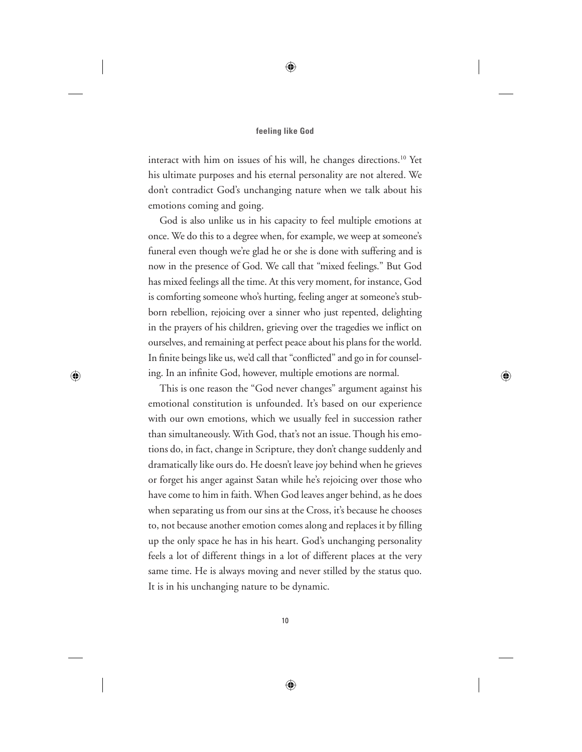interact with him on issues of his will, he changes directions.[10] Yet his ultimate purposes and his eternal personality are not altered. We don't contradict God's unchanging nature when we talk about his emotions coming and going.

God is also unlike us in his capacity to feel multiple emotions at once. We do this to a degree when, for example, we weep at someone's funeral even though we're glad he or she is done with suffering and is now in the presence of God. We call that "mixed feelings." But God has mixed feelings all the time. At this very moment, for instance, God is comforting someone who's hurting, feeling anger at someone's stubborn rebellion, rejoicing over a sinner who just repented, delighting in the prayers of his children, grieving over the tragedies we inflict on ourselves, and remaining at perfect peace about his plans for the world. In finite beings like us, we'd call that "conflicted" and go in for counseling. In an infinite God, however, multiple emotions are normal.

This is one reason the "God never changes" argument against his emotional constitution is unfounded. It's based on our experience with our own emotions, which we usually feel in succession rather than simultaneously. With God, that's not an issue. Though his emotions do, in fact, change in Scripture, they don't change suddenly and dramatically like ours do. He doesn't leave joy behind when he grieves or forget his anger against Satan while he's rejoicing over those who have come to him in faith. When God leaves anger behind, as he does when separating us from our sins at the Cross, it's because he chooses to, not because another emotion comes along and replaces it by filling up the only space he has in his heart. God's unchanging personality feels a lot of different things in a lot of different places at the very same time. He is always moving and never stilled by the status quo. It is in his unchanging nature to be dynamic.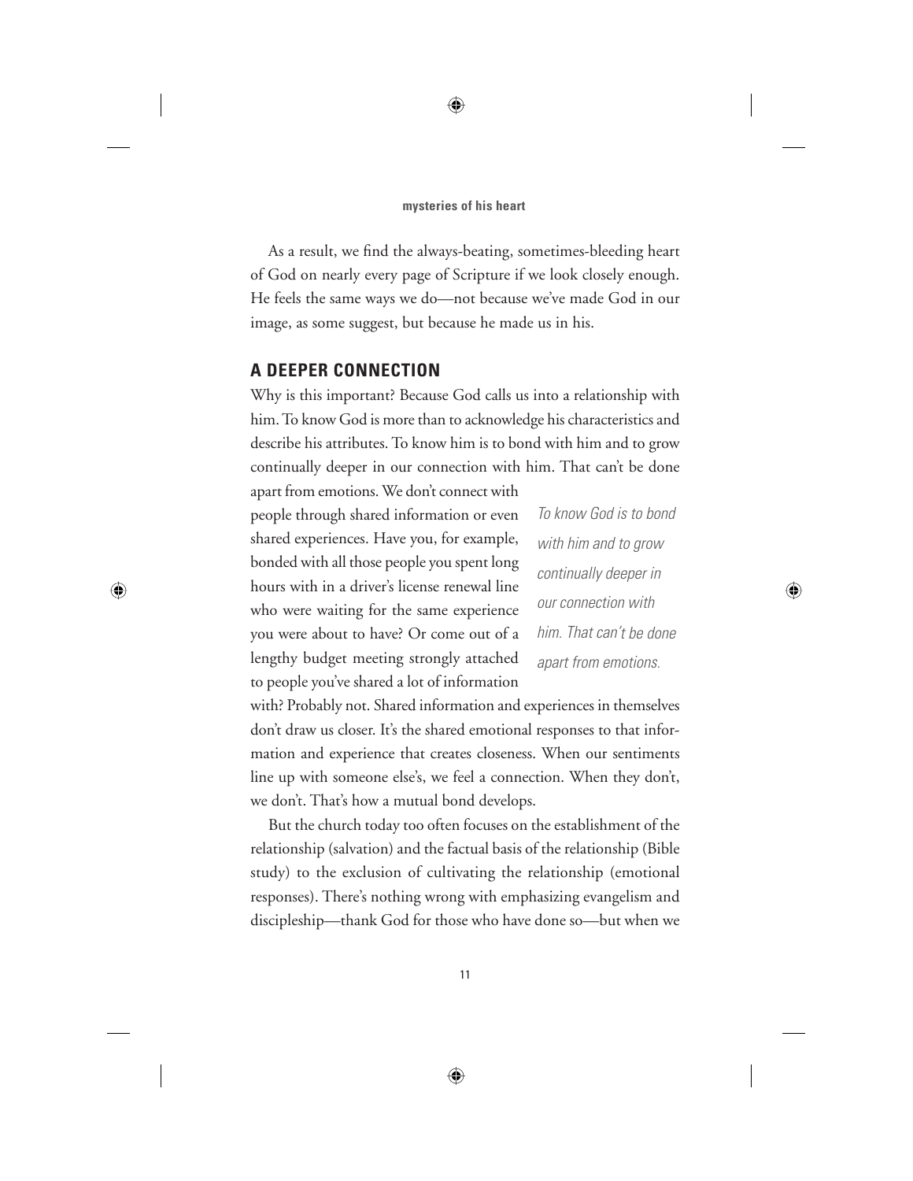As a result, we find the always-beating, sometimes-bleeding heart of God on nearly every page of Scripture if we look closely enough. He feels the same ways we do—not because we've made God in our image, as some suggest, but because he made us in his.

## A DEEPER CONNECTION

Why is this important? Because God calls us into a relationship with him. To know God is more than to acknowledge his characteristics and describe his attributes. To know him is to bond with him and to grow continually deeper in our connection with him. That can't be done apart from emotions. We don't connect with people through shared information or even shared experiences. Have you, for example, bonded with all those people you spent long hours with in a driver's license renewal line who were waiting for the same experience you were about to have? Or come out of a lengthy budget meeting strongly attached to people you've shared a lot of information with? Probably not. Shared information and experiences in themselves don't draw us closer. It's the shared emotional responses to that information and experience that creates closeness. When our sentiments line up with someone else's, we feel a connection. When they don't, we don't. That's how a mutual bond develops.

*To know God is to bond with him and to grow continually deeper in our connection with him. That can't be done apart from emotions.*

But the church today too often focuses on the establishment of the relationship (salvation) and the factual basis of the relationship (Bible study) to the exclusion of cultivating the relationship (emotional responses). There's nothing wrong with emphasizing evangelism and discipleship—thank God for those who have done so—but when we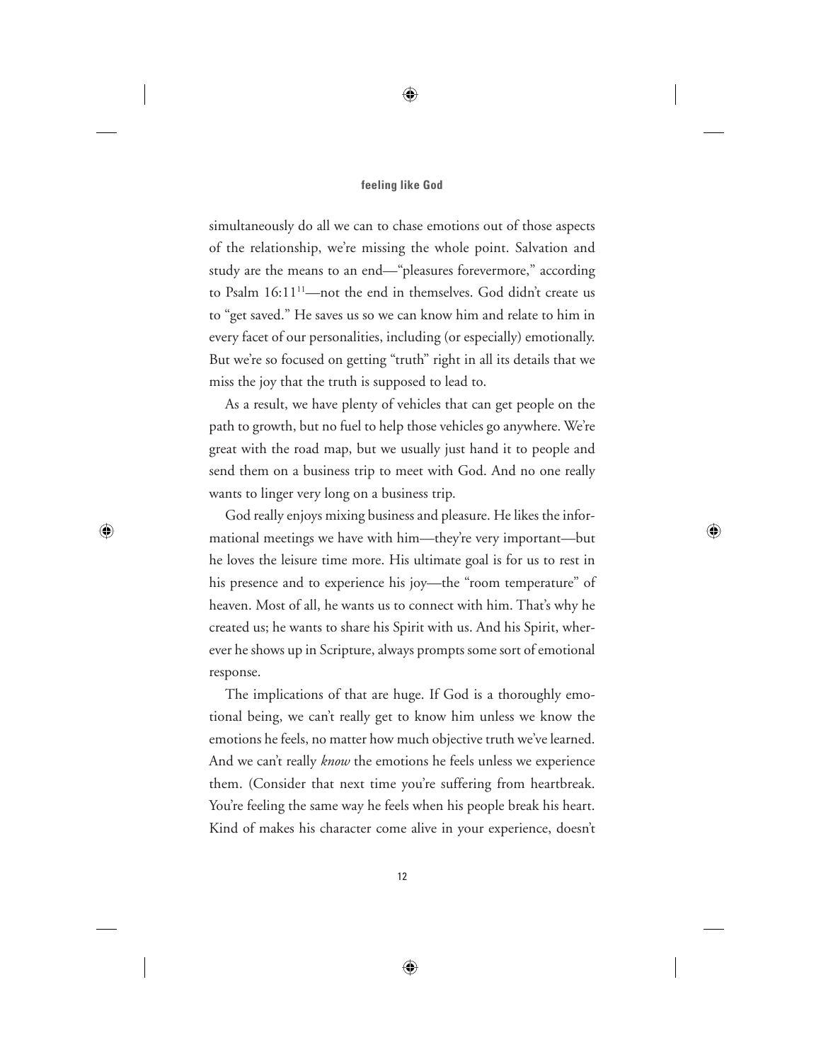simultaneously do all we can to chase emotions out of those aspects of the relationship, we're missing the whole point. Salvation and study are the means to an end—"pleasures forevermore," according to Psalm 16:11[11]—not the end in themselves. God didn't create us to "get saved." He saves us so we can know him and relate to him in every facet of our personalities, including (or especially) emotionally. But we're so focused on getting "truth" right in all its details that we miss the joy that the truth is supposed to lead to.

As a result, we have plenty of vehicles that can get people on the path to growth, but no fuel to help those vehicles go anywhere. We're great with the road map, but we usually just hand it to people and send them on a business trip to meet with God. And no one really wants to linger very long on a business trip.

God really enjoys mixing business and pleasure. He likes the informational meetings we have with him—they're very important—but he loves the leisure time more. His ultimate goal is for us to rest in his presence and to experience his joy—the "room temperature" of heaven. Most of all, he wants us to connect with him. That's why he created us; he wants to share his Spirit with us. And his Spirit, wherever he shows up in Scripture, always prompts some sort of emotional response.

The implications of that are huge. If God is a thoroughly emotional being, we can't really get to know him unless we know the emotions he feels, no matter how much objective truth we've learned. And we can't really *know* the emotions he feels unless we experience them. (Consider that next time you're suffering from heartbreak. You're feeling the same way he feels when his people break his heart. Kind of makes his character come alive in your experience, doesn't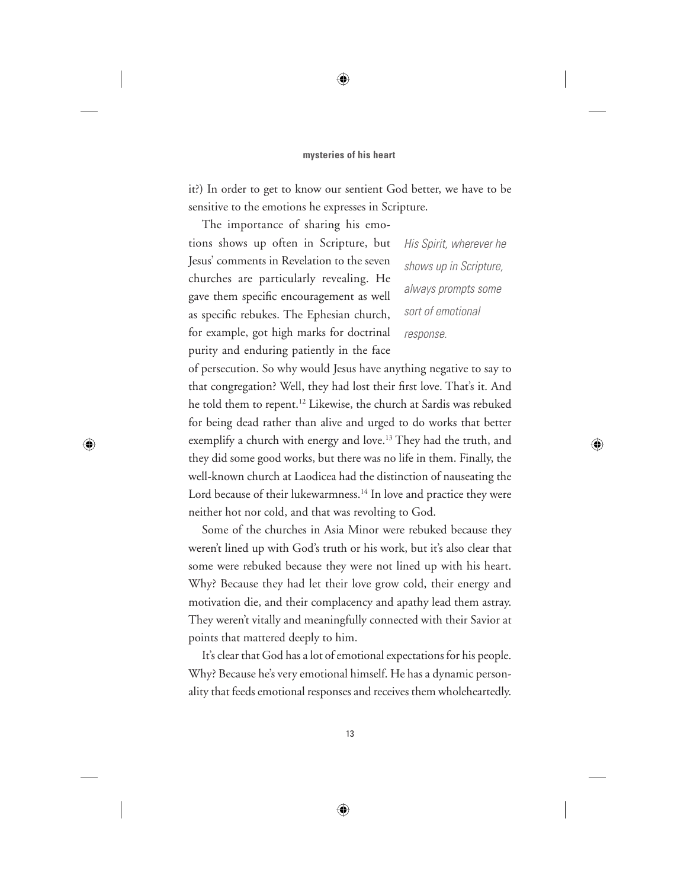it?) In order to get to know our sentient God better, we have to be sensitive to the emotions he expresses in Scripture.

The importance of sharing his emotions shows up often in Scripture, but Jesus' comments in Revelation to the seven churches are particularly revealing. He gave them specific encouragement as well as specific rebukes. The Ephesian church, for example, got high marks for doctrinal purity and enduring patiently in the face of persecution. So why would Jesus have anything negative to say to that congregation? Well, they had lost their first love. That's it. And he told them to repent.[12] Likewise, the church at Sardis was rebuked for being dead rather than alive and urged to do works that better exemplify a church with energy and love.[13] They had the truth, and they did some good works, but there was no life in them. Finally, the well-known church at Laodicea had the distinction of nauseating the Lord because of their lukewarmness.[14] In love and practice they were neither hot nor cold, and that was revolting to God.

*His Spirit, wherever he shows up in Scripture, always prompts some sort of emotional response.*

Some of the churches in Asia Minor were rebuked because they weren't lined up with God's truth or his work, but it's also clear that some were rebuked because they were not lined up with his heart. Why? Because they had let their love grow cold, their energy and motivation die, and their complacency and apathy lead them astray. They weren't vitally and meaningfully connected with their Savior at points that mattered deeply to him.

It's clear that God has a lot of emotional expectations for his people. Why? Because he's very emotional himself. He has a dynamic personality that feeds emotional responses and receives them wholeheartedly.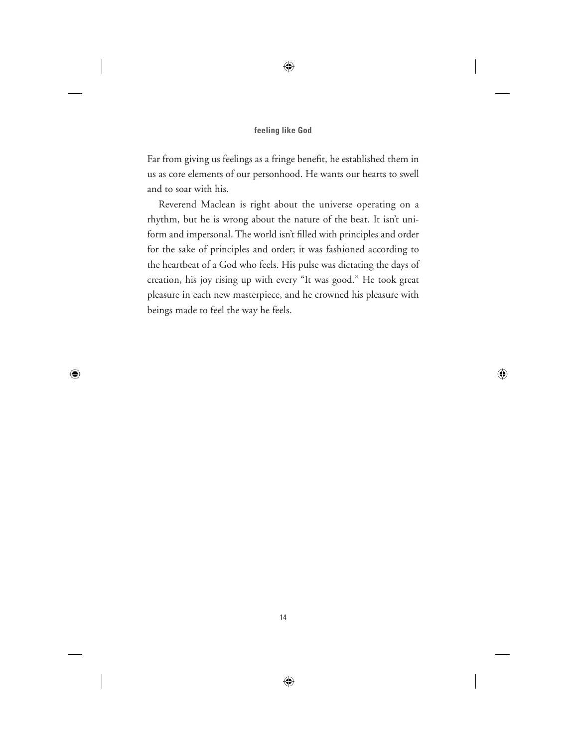Far from giving us feelings as a fringe benefit, he established them in us as core elements of our personhood. He wants our hearts to swell and to soar with his.

Reverend Maclean is right about the universe operating on a rhythm, but he is wrong about the nature of the beat. It isn't uniform and impersonal. The world isn't filled with principles and order for the sake of principles and order; it was fashioned according to the heartbeat of a God who feels. His pulse was dictating the days of creation, his joy rising up with every "It was good." He took great pleasure in each new masterpiece, and he crowned his pleasure with beings made to feel the way he feels.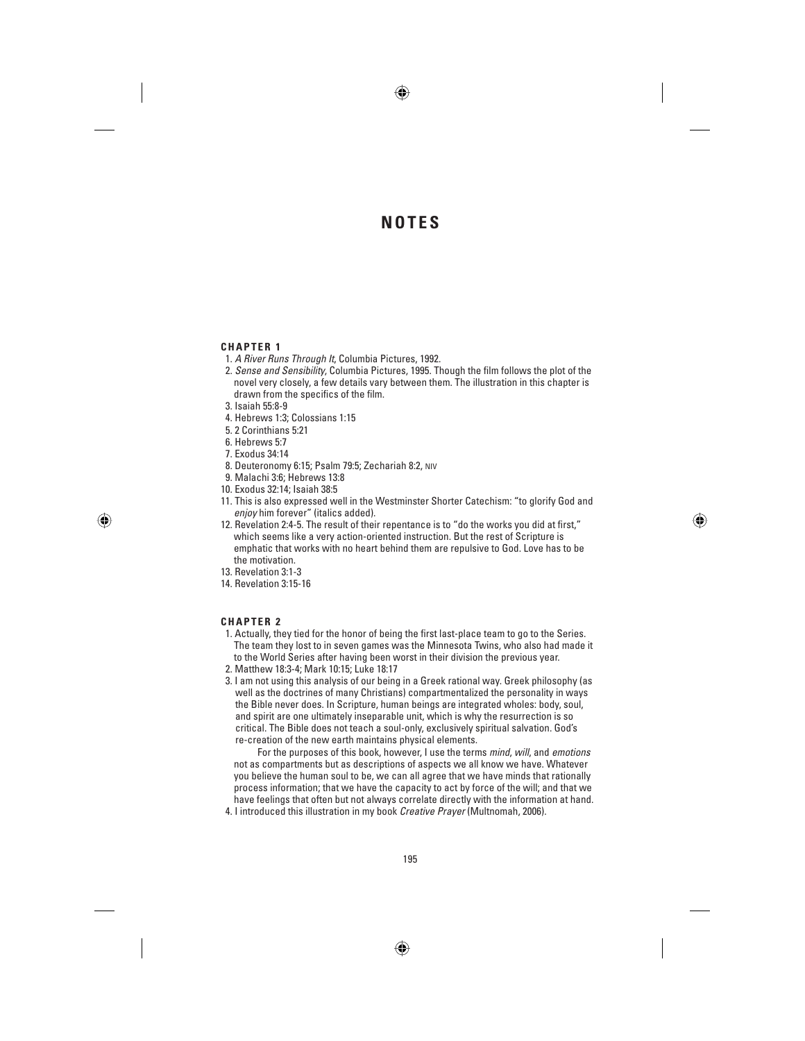# NOTES

## CHAPTER 1

1. *A River Runs Through It*, Columbia Pictures, 1992.
2. *Sense and Sensibility*, Columbia Pictures, 1995. Though the film follows the plot of the novel very closely, a few details vary between them. The illustration in this chapter is drawn from the specifics of the film.
3. Isaiah 55:8-9
4. Hebrews 1:3; Colossians 1:15
5. 2 Corinthians 5:21
6. Hebrews 5:7
7. Exodus 34:14
8. Deuteronomy 6:15; Psalm 79:5; Zechariah 8:2, NIV
9. Malachi 3:6; Hebrews 13:8
10. Exodus 32:14; Isaiah 38:5
11. This is also expressed well in the Westminster Shorter Catechism: "to glorify God and *enjoy* him forever" (italics added).
12. Revelation 2:4-5. The result of their repentance is to "do the works you did at first," which seems like a very action-oriented instruction. But the rest of Scripture is emphatic that works with no heart behind them are repulsive to God. Love has to be the motivation.
13. Revelation 3:1-3
14. Revelation 3:15-16

## CHAPTER 2

1. Actually, they tied for the honor of being the first last-place team to go to the Series. The team they lost to in seven games was the Minnesota Twins, who also had made it to the World Series after having been worst in their division the previous year.
2. Matthew 18:3-4; Mark 10:15; Luke 18:17
3. I am not using this analysis of our being in a Greek rational way. Greek philosophy (as well as the doctrines of many Christians) compartmentalized the personality in ways the Bible never does. In Scripture, human beings are integrated wholes: body, soul, and spirit are one ultimately inseparable unit, which is why the resurrection is so critical. The Bible does not teach a soul-only, exclusively spiritual salvation. God's re-creation of the new earth maintains physical elements.

   For the purposes of this book, however, I use the terms *mind*, *will*, and *emotions* not as compartments but as descriptions of aspects we all know we have. Whatever you believe the human soul to be, we can all agree that we have minds that rationally process information; that we have the capacity to act by force of the will; and that we have feelings that often but not always correlate directly with the information at hand.
4. I introduced this illustration in my book *Creative Prayer* (Multnomah, 2006).